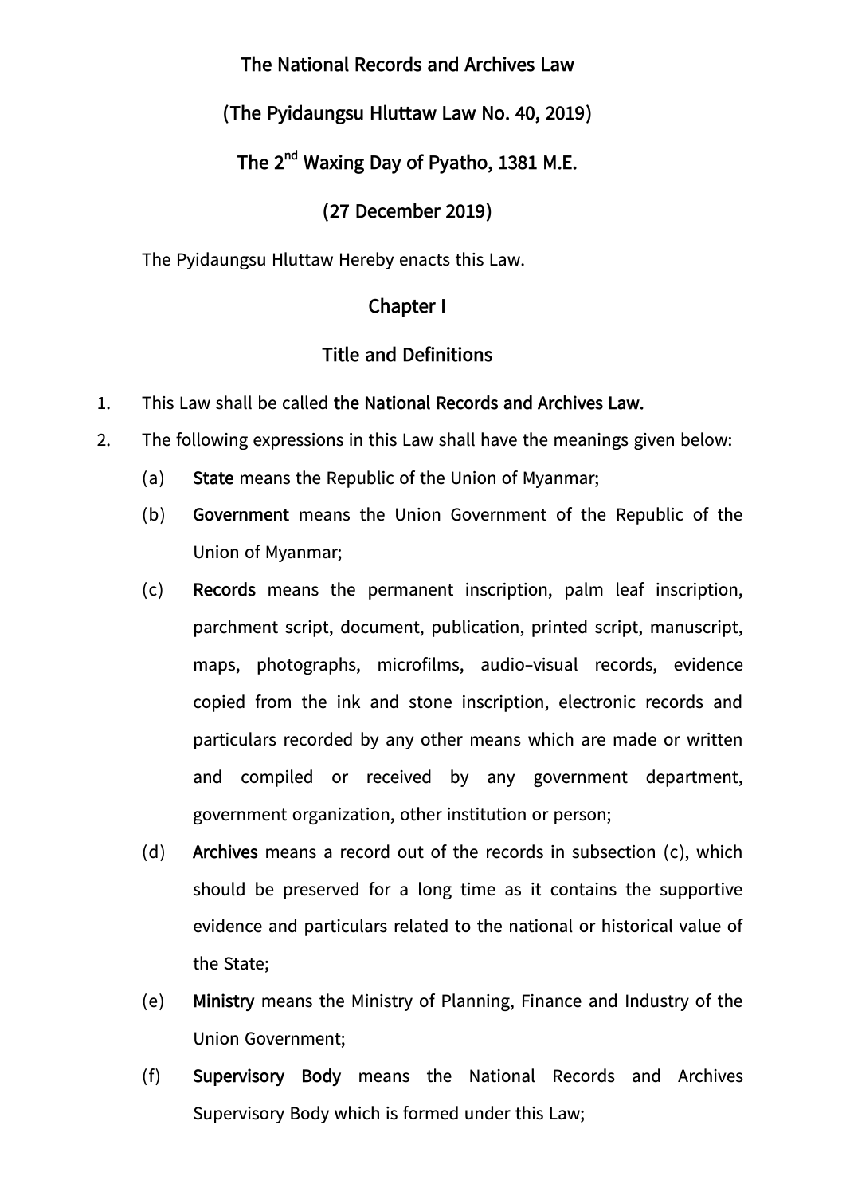# The National Records and Archives Law

## (The Pyidaungsu Hluttaw Law No. 40, 2019)

## The 2nd Waxing Day of Pyatho, 1381 M.E.

## (27 December 2019)

The Pyidaungsu Hluttaw Hereby enacts this Law.

## Chapter I

## Title and Definitions

1. This Law shall be called **the National Records and Archives Law.**
2. The following expressions in this Law shall have the meanings given below:
   - (a) **State** means the Republic of the Union of Myanmar;
   - (b) **Government** means the Union Government of the Republic of the Union of Myanmar;
   - (c) **Records** means the permanent inscription, palm leaf inscription, parchment script, document, publication, printed script, manuscript, maps, photographs, microfilms, audio-visual records, evidence copied from the ink and stone inscription, electronic records and particulars recorded by any other means which are made or written and compiled or received by any government department, government organization, other institution or person;
   - (d) **Archives** means a record out of the records in subsection (c), which should be preserved for a long time as it contains the supportive evidence and particulars related to the national or historical value of the State;
   - (e) **Ministry** means the Ministry of Planning, Finance and Industry of the Union Government;
   - (f) **Supervisory Body** means the National Records and Archives Supervisory Body which is formed under this Law;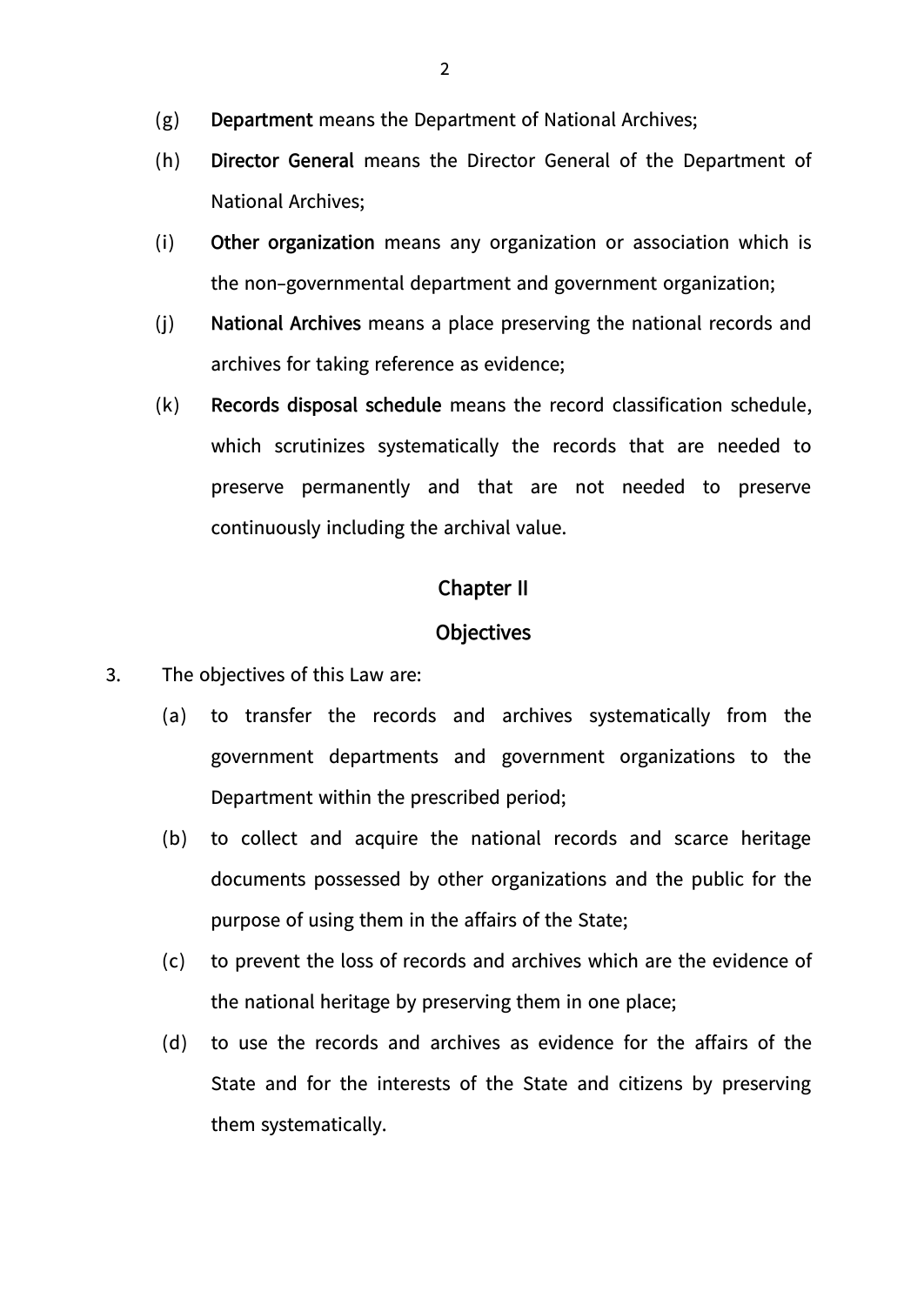(g) **Department** means the Department of National Archives;

(h) **Director General** means the Director General of the Department of National Archives;

(i) **Other organization** means any organization or association which is the non–governmental department and government organization;

(j) **National Archives** means a place preserving the national records and archives for taking reference as evidence;

(k) **Records disposal schedule** means the record classification schedule, which scrutinizes systematically the records that are needed to preserve permanently and that are not needed to preserve continuously including the archival value.

## Chapter II

## Objectives

3. The objectives of this Law are:

   (a) to transfer the records and archives systematically from the government departments and government organizations to the Department within the prescribed period;

   (b) to collect and acquire the national records and scarce heritage documents possessed by other organizations and the public for the purpose of using them in the affairs of the State;

   (c) to prevent the loss of records and archives which are the evidence of the national heritage by preserving them in one place;

   (d) to use the records and archives as evidence for the affairs of the State and for the interests of the State and citizens by preserving them systematically.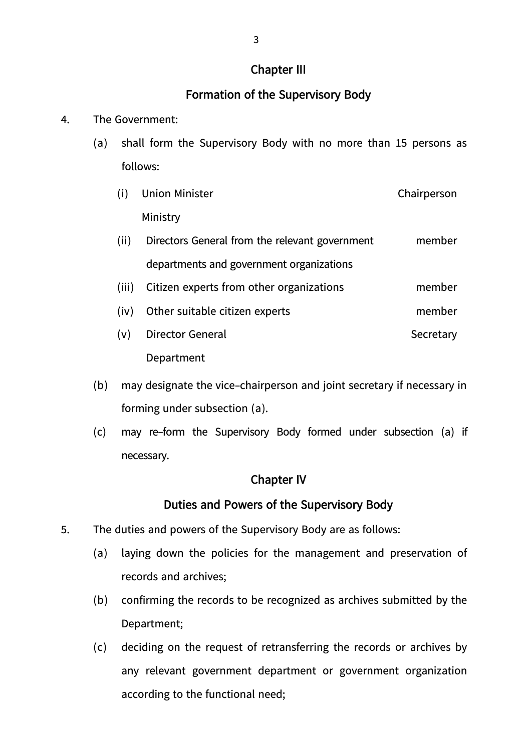## Chapter III

## Formation of the Supervisory Body

4. The Government:

   (a) shall form the Supervisory Body with no more than 15 persons as follows:

   | | | |
   |---|---|---|
   | (i) | Union Minister<br>Ministry | Chairperson |
   | (ii) | Directors General from the relevant government departments and government organizations | member |
   | (iii) | Citizen experts from other organizations | member |
   | (iv) | Other suitable citizen experts | member |
   | (v) | Director General<br>Department | Secretary |

   (b) may designate the vice-chairperson and joint secretary if necessary in forming under subsection (a).

   (c) may re-form the Supervisory Body formed under subsection (a) if necessary.

## Chapter IV

## Duties and Powers of the Supervisory Body

5. The duties and powers of the Supervisory Body are as follows:

   (a) laying down the policies for the management and preservation of records and archives;

   (b) confirming the records to be recognized as archives submitted by the Department;

   (c) deciding on the request of retransferring the records or archives by any relevant government department or government organization according to the functional need;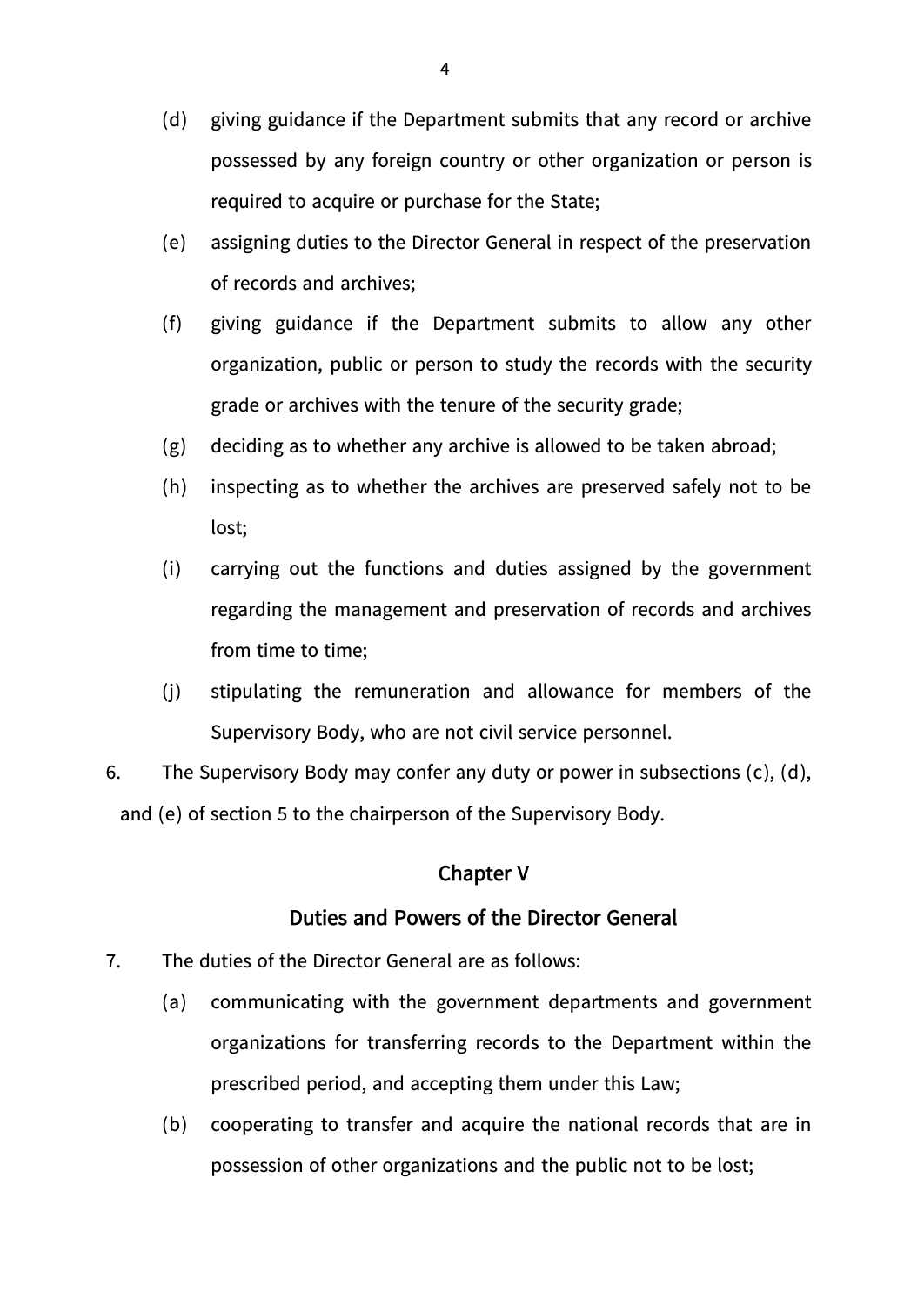(d) giving guidance if the Department submits that any record or archive possessed by any foreign country or other organization or person is required to acquire or purchase for the State;

(e) assigning duties to the Director General in respect of the preservation of records and archives;

(f) giving guidance if the Department submits to allow any other organization, public or person to study the records with the security grade or archives with the tenure of the security grade;

(g) deciding as to whether any archive is allowed to be taken abroad;

(h) inspecting as to whether the archives are preserved safely not to be lost;

(i) carrying out the functions and duties assigned by the government regarding the management and preservation of records and archives from time to time;

(j) stipulating the remuneration and allowance for members of the Supervisory Body, who are not civil service personnel.

6. The Supervisory Body may confer any duty or power in subsections (c), (d), and (e) of section 5 to the chairperson of the Supervisory Body.

## Chapter V

## Duties and Powers of the Director General

7. The duties of the Director General are as follows:

(a) communicating with the government departments and government organizations for transferring records to the Department within the prescribed period, and accepting them under this Law;

(b) cooperating to transfer and acquire the national records that are in possession of other organizations and the public not to be lost;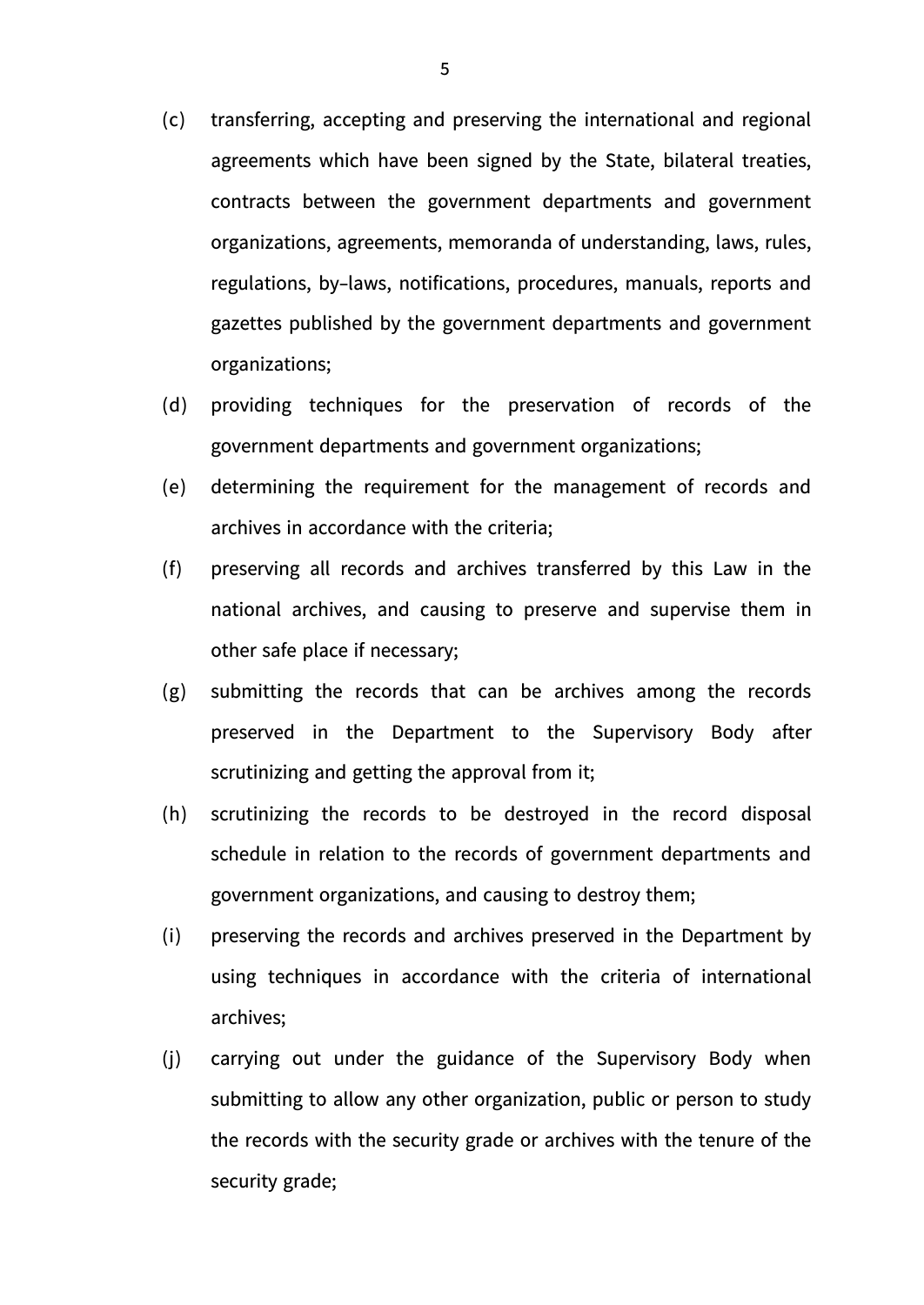(c) transferring, accepting and preserving the international and regional agreements which have been signed by the State, bilateral treaties, contracts between the government departments and government organizations, agreements, memoranda of understanding, laws, rules, regulations, by–laws, notifications, procedures, manuals, reports and gazettes published by the government departments and government organizations;

(d) providing techniques for the preservation of records of the government departments and government organizations;

(e) determining the requirement for the management of records and archives in accordance with the criteria;

(f) preserving all records and archives transferred by this Law in the national archives, and causing to preserve and supervise them in other safe place if necessary;

(g) submitting the records that can be archives among the records preserved in the Department to the Supervisory Body after scrutinizing and getting the approval from it;

(h) scrutinizing the records to be destroyed in the record disposal schedule in relation to the records of government departments and government organizations, and causing to destroy them;

(i) preserving the records and archives preserved in the Department by using techniques in accordance with the criteria of international archives;

(j) carrying out under the guidance of the Supervisory Body when submitting to allow any other organization, public or person to study the records with the security grade or archives with the tenure of the security grade;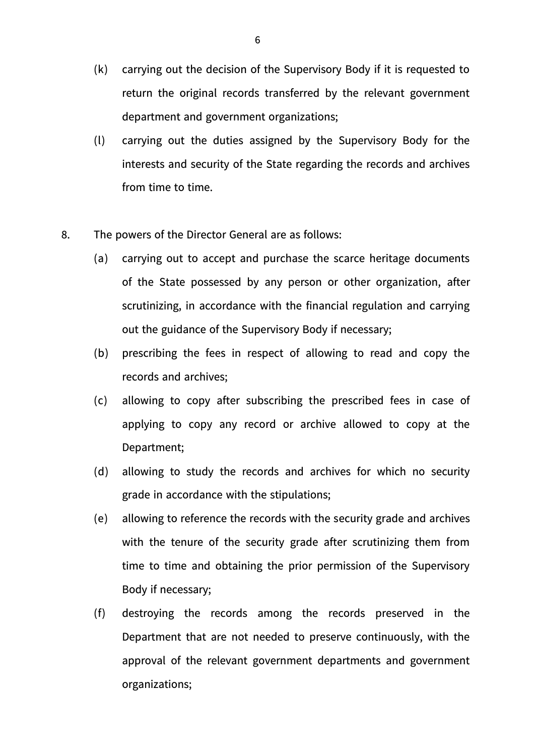(k) carrying out the decision of the Supervisory Body if it is requested to return the original records transferred by the relevant government department and government organizations;

(l) carrying out the duties assigned by the Supervisory Body for the interests and security of the State regarding the records and archives from time to time.

8. The powers of the Director General are as follows:

(a) carrying out to accept and purchase the scarce heritage documents of the State possessed by any person or other organization, after scrutinizing, in accordance with the financial regulation and carrying out the guidance of the Supervisory Body if necessary;

(b) prescribing the fees in respect of allowing to read and copy the records and archives;

(c) allowing to copy after subscribing the prescribed fees in case of applying to copy any record or archive allowed to copy at the Department;

(d) allowing to study the records and archives for which no security grade in accordance with the stipulations;

(e) allowing to reference the records with the security grade and archives with the tenure of the security grade after scrutinizing them from time to time and obtaining the prior permission of the Supervisory Body if necessary;

(f) destroying the records among the records preserved in the Department that are not needed to preserve continuously, with the approval of the relevant government departments and government organizations;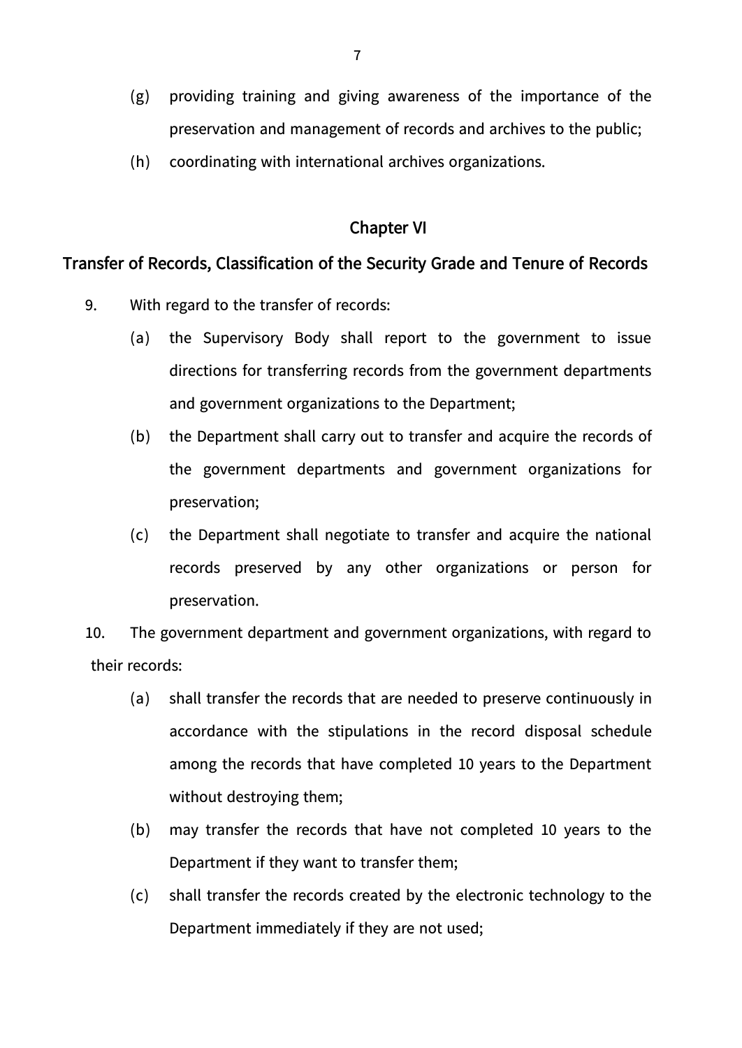(g) providing training and giving awareness of the importance of the preservation and management of records and archives to the public;

(h) coordinating with international archives organizations.

## Chapter VI

## Transfer of Records, Classification of the Security Grade and Tenure of Records

9. With regard to the transfer of records:

   (a) the Supervisory Body shall report to the government to issue directions for transferring records from the government departments and government organizations to the Department;

   (b) the Department shall carry out to transfer and acquire the records of the government departments and government organizations for preservation;

   (c) the Department shall negotiate to transfer and acquire the national records preserved by any other organizations or person for preservation.

10. The government department and government organizations, with regard to their records:

   (a) shall transfer the records that are needed to preserve continuously in accordance with the stipulations in the record disposal schedule among the records that have completed 10 years to the Department without destroying them;

   (b) may transfer the records that have not completed 10 years to the Department if they want to transfer them;

   (c) shall transfer the records created by the electronic technology to the Department immediately if they are not used;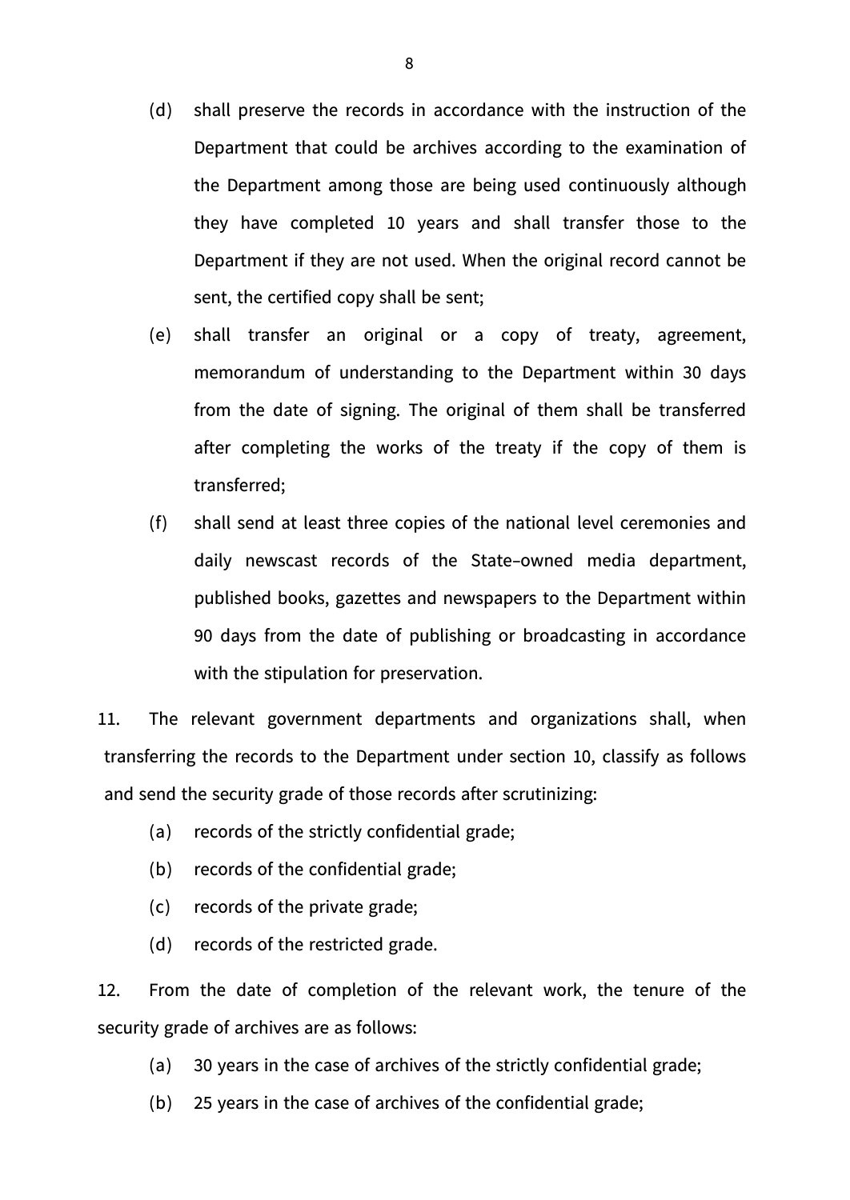(d) shall preserve the records in accordance with the instruction of the Department that could be archives according to the examination of the Department among those are being used continuously although they have completed 10 years and shall transfer those to the Department if they are not used. When the original record cannot be sent, the certified copy shall be sent;

(e) shall transfer an original or a copy of treaty, agreement, memorandum of understanding to the Department within 30 days from the date of signing. The original of them shall be transferred after completing the works of the treaty if the copy of them is transferred;

(f) shall send at least three copies of the national level ceremonies and daily newscast records of the State–owned media department, published books, gazettes and newspapers to the Department within 90 days from the date of publishing or broadcasting in accordance with the stipulation for preservation.

11. The relevant government departments and organizations shall, when transferring the records to the Department under section 10, classify as follows and send the security grade of those records after scrutinizing:

(a) records of the strictly confidential grade;

(b) records of the confidential grade;

(c) records of the private grade;

(d) records of the restricted grade.

12. From the date of completion of the relevant work, the tenure of the security grade of archives are as follows:

(a) 30 years in the case of archives of the strictly confidential grade;

(b) 25 years in the case of archives of the confidential grade;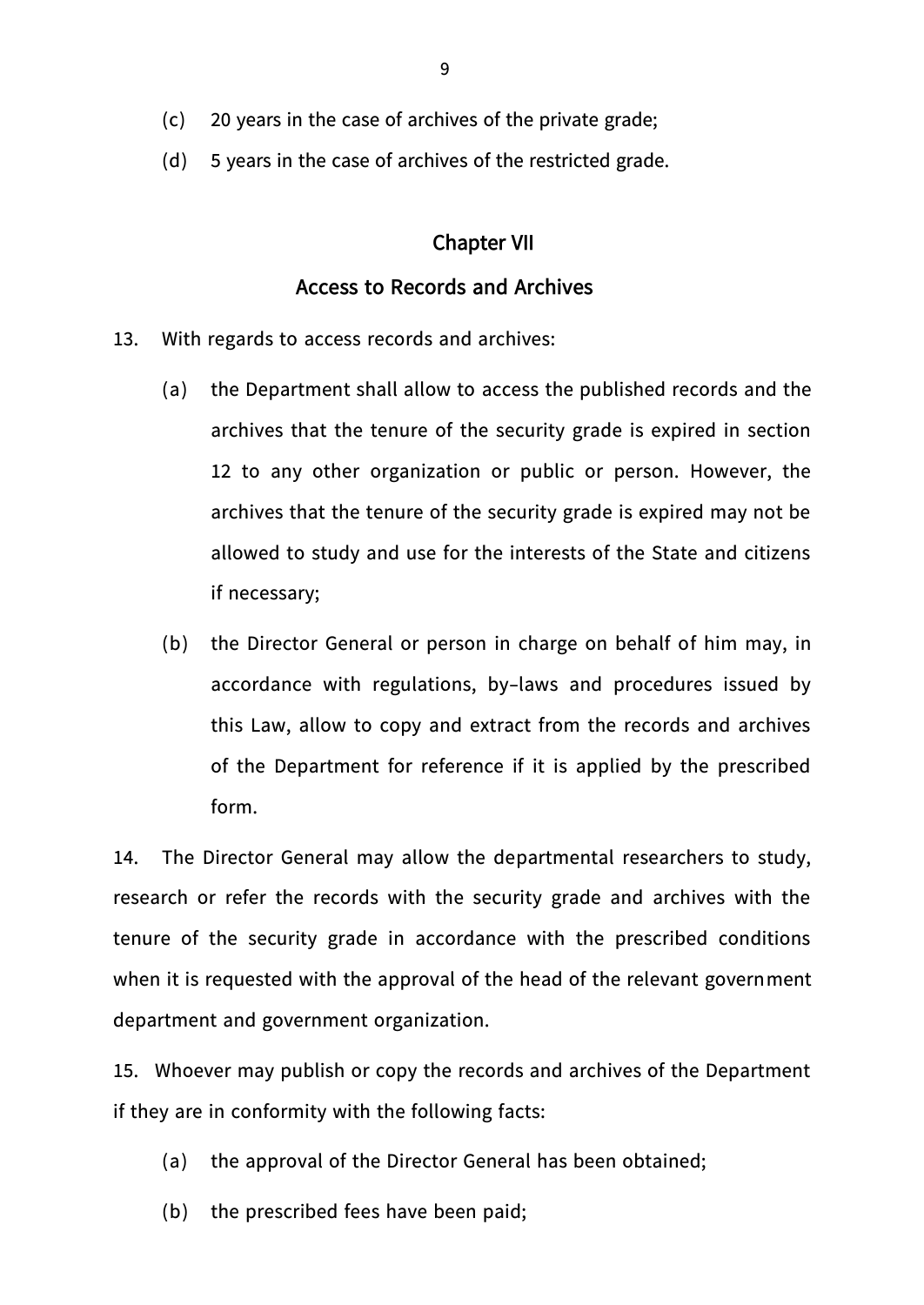(c) 20 years in the case of archives of the private grade;

(d) 5 years in the case of archives of the restricted grade.

## Chapter VII

## Access to Records and Archives

13. With regards to access records and archives:

(a) the Department shall allow to access the published records and the archives that the tenure of the security grade is expired in section 12 to any other organization or public or person. However, the archives that the tenure of the security grade is expired may not be allowed to study and use for the interests of the State and citizens if necessary;

(b) the Director General or person in charge on behalf of him may, in accordance with regulations, by-laws and procedures issued by this Law, allow to copy and extract from the records and archives of the Department for reference if it is applied by the prescribed form.

14. The Director General may allow the departmental researchers to study, research or refer the records with the security grade and archives with the tenure of the security grade in accordance with the prescribed conditions when it is requested with the approval of the head of the relevant government department and government organization.

15. Whoever may publish or copy the records and archives of the Department if they are in conformity with the following facts:

(a) the approval of the Director General has been obtained;

(b) the prescribed fees have been paid;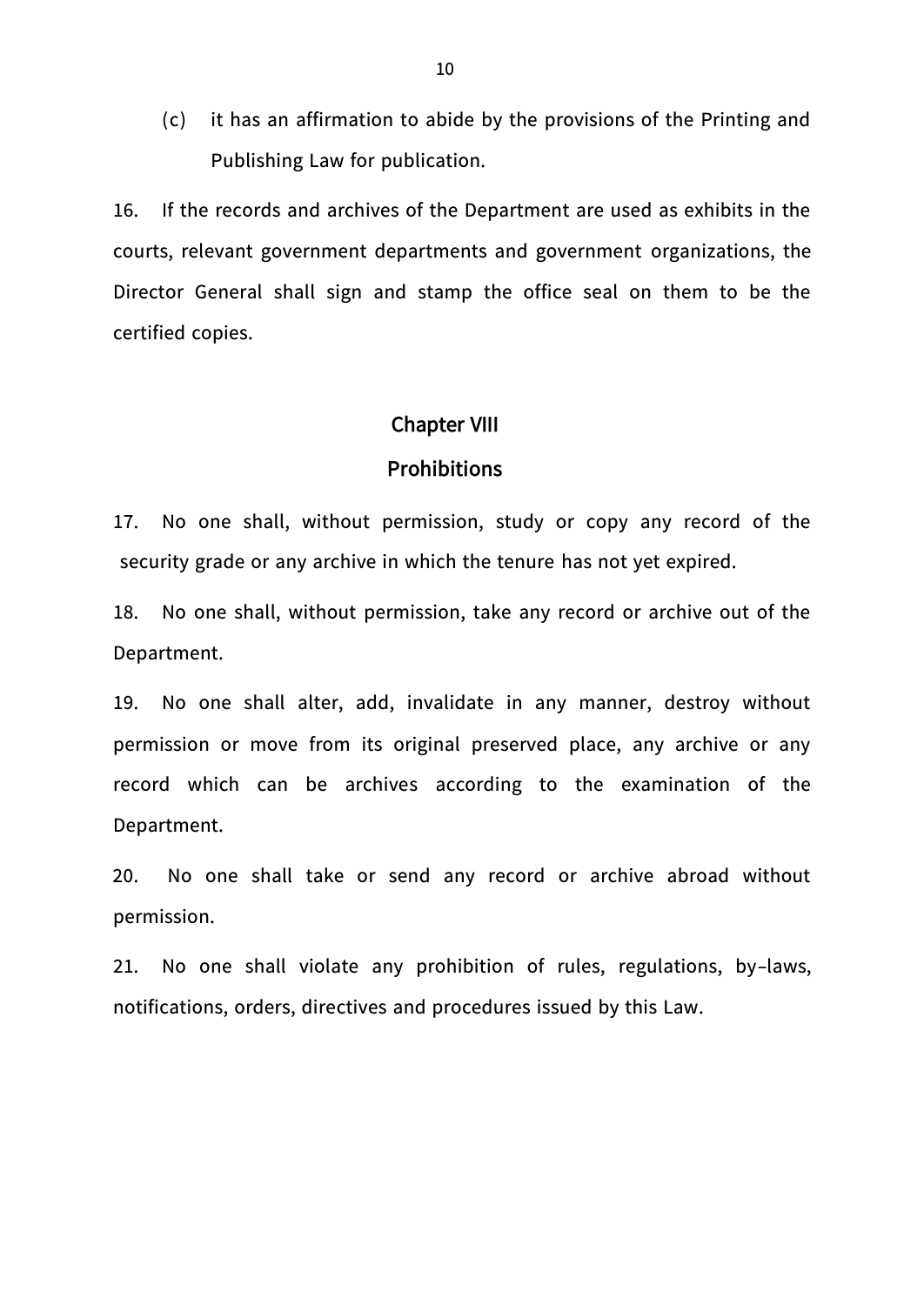(c) it has an affirmation to abide by the provisions of the Printing and Publishing Law for publication.

16. If the records and archives of the Department are used as exhibits in the courts, relevant government departments and government organizations, the Director General shall sign and stamp the office seal on them to be the certified copies.

## Chapter VIII

## Prohibitions

17. No one shall, without permission, study or copy any record of the security grade or any archive in which the tenure has not yet expired.

18. No one shall, without permission, take any record or archive out of the Department.

19. No one shall alter, add, invalidate in any manner, destroy without permission or move from its original preserved place, any archive or any record which can be archives according to the examination of the Department.

20. No one shall take or send any record or archive abroad without permission.

21. No one shall violate any prohibition of rules, regulations, by-laws, notifications, orders, directives and procedures issued by this Law.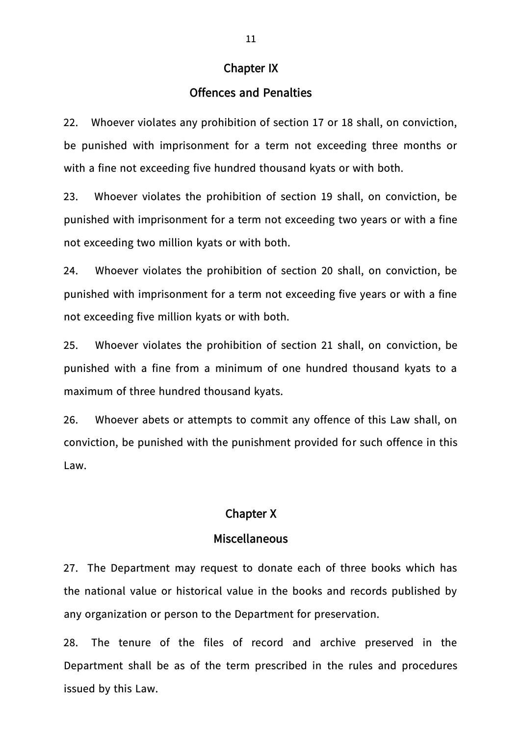## Chapter IX

## Offences and Penalties

22. Whoever violates any prohibition of section 17 or 18 shall, on conviction, be punished with imprisonment for a term not exceeding three months or with a fine not exceeding five hundred thousand kyats or with both.

23. Whoever violates the prohibition of section 19 shall, on conviction, be punished with imprisonment for a term not exceeding two years or with a fine not exceeding two million kyats or with both.

24. Whoever violates the prohibition of section 20 shall, on conviction, be punished with imprisonment for a term not exceeding five years or with a fine not exceeding five million kyats or with both.

25. Whoever violates the prohibition of section 21 shall, on conviction, be punished with a fine from a minimum of one hundred thousand kyats to a maximum of three hundred thousand kyats.

26. Whoever abets or attempts to commit any offence of this Law shall, on conviction, be punished with the punishment provided for such offence in this Law.

## Chapter X

## Miscellaneous

27. The Department may request to donate each of three books which has the national value or historical value in the books and records published by any organization or person to the Department for preservation.

28. The tenure of the files of record and archive preserved in the Department shall be as of the term prescribed in the rules and procedures issued by this Law.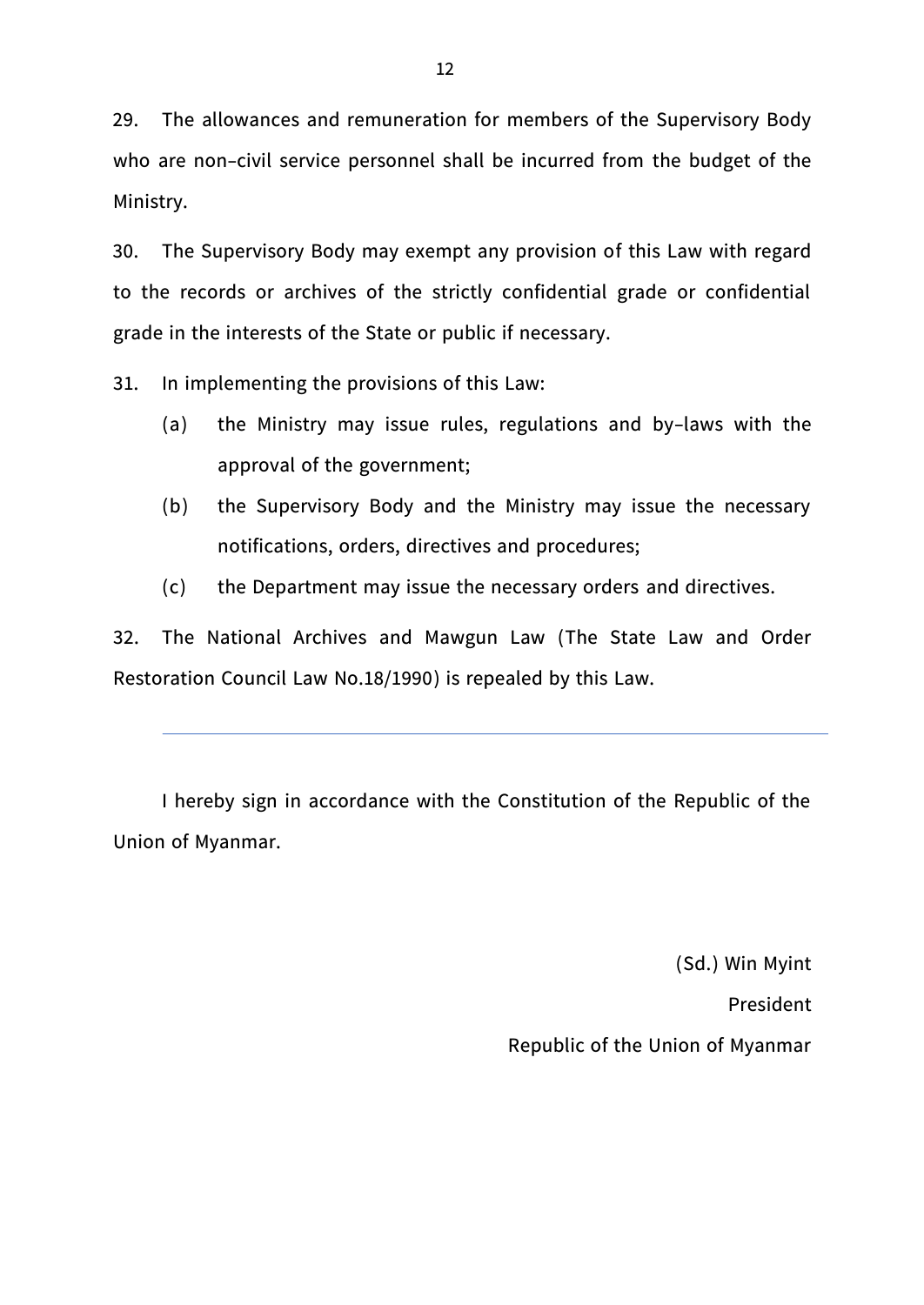29. The allowances and remuneration for members of the Supervisory Body who are non-civil service personnel shall be incurred from the budget of the Ministry.

30. The Supervisory Body may exempt any provision of this Law with regard to the records or archives of the strictly confidential grade or confidential grade in the interests of the State or public if necessary.

31. In implementing the provisions of this Law:

(a) the Ministry may issue rules, regulations and by-laws with the approval of the government;

(b) the Supervisory Body and the Ministry may issue the necessary notifications, orders, directives and procedures;

(c) the Department may issue the necessary orders and directives.

32. The National Archives and Mawgun Law (The State Law and Order Restoration Council Law No.18/1990) is repealed by this Law.

---

I hereby sign in accordance with the Constitution of the Republic of the Union of Myanmar.

(Sd.) Win Myint

President

Republic of the Union of Myanmar